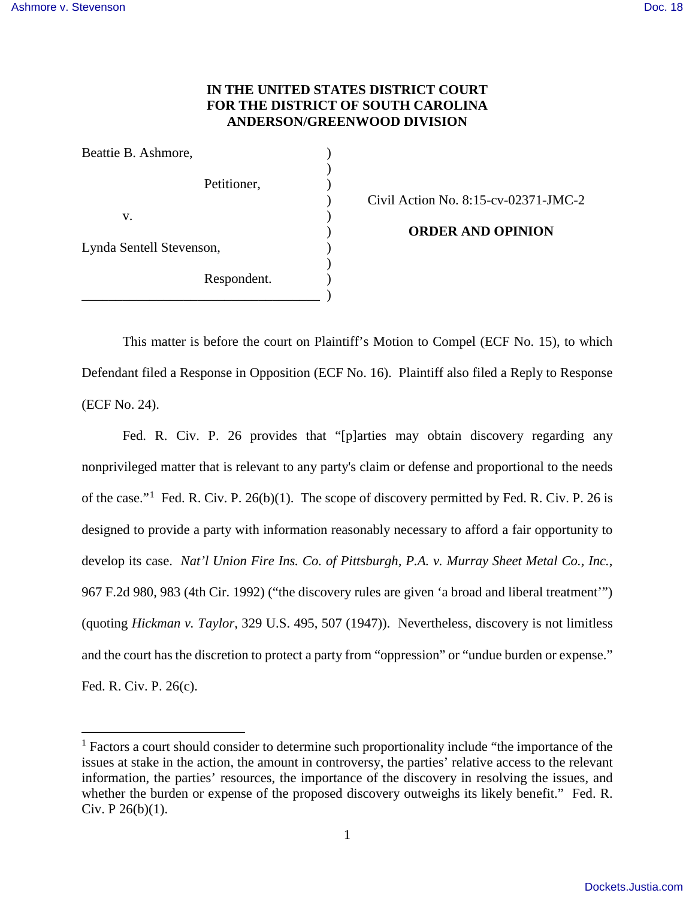**IN THE UNITED STATES DISTRICT COURT**
**FOR THE DISTRICT OF SOUTH CAROLINA**
**ANDERSON/GREENWOOD DIVISION**

| | | |
|---|---|---|
| Beattie B. Ashmore, | ) | |
| | ) | |
| Petitioner, | ) | |
| | ) | Civil Action No. 8:15-cv-02371-JMC-2 |
| v. | ) | |
| | ) | **ORDER AND OPINION** |
| Lynda Sentell Stevenson, | ) | |
| | ) | |
| Respondent. | ) | |
| ___________________________________ | ) | |

This matter is before the court on Plaintiff's Motion to Compel (ECF No. 15), to which Defendant filed a Response in Opposition (ECF No. 16). Plaintiff also filed a Reply to Response (ECF No. 24).

Fed. R. Civ. P. 26 provides that "[p]arties may obtain discovery regarding any nonprivileged matter that is relevant to any party's claim or defense and proportional to the needs of the case."[1] Fed. R. Civ. P. 26(b)(1). The scope of discovery permitted by Fed. R. Civ. P. 26 is designed to provide a party with information reasonably necessary to afford a fair opportunity to develop its case. *Nat'l Union Fire Ins. Co. of Pittsburgh, P.A. v. Murray Sheet Metal Co., Inc.*, 967 F.2d 980, 983 (4th Cir. 1992) ("the discovery rules are given 'a broad and liberal treatment'") (quoting *Hickman v. Taylor*, 329 U.S. 495, 507 (1947)). Nevertheless, discovery is not limitless and the court has the discretion to protect a party from "oppression" or "undue burden or expense." Fed. R. Civ. P. 26(c).

---

[1] Factors a court should consider to determine such proportionality include "the importance of the issues at stake in the action, the amount in controversy, the parties' relative access to the relevant information, the parties' resources, the importance of the discovery in resolving the issues, and whether the burden or expense of the proposed discovery outweighs its likely benefit." Fed. R. Civ. P 26(b)(1).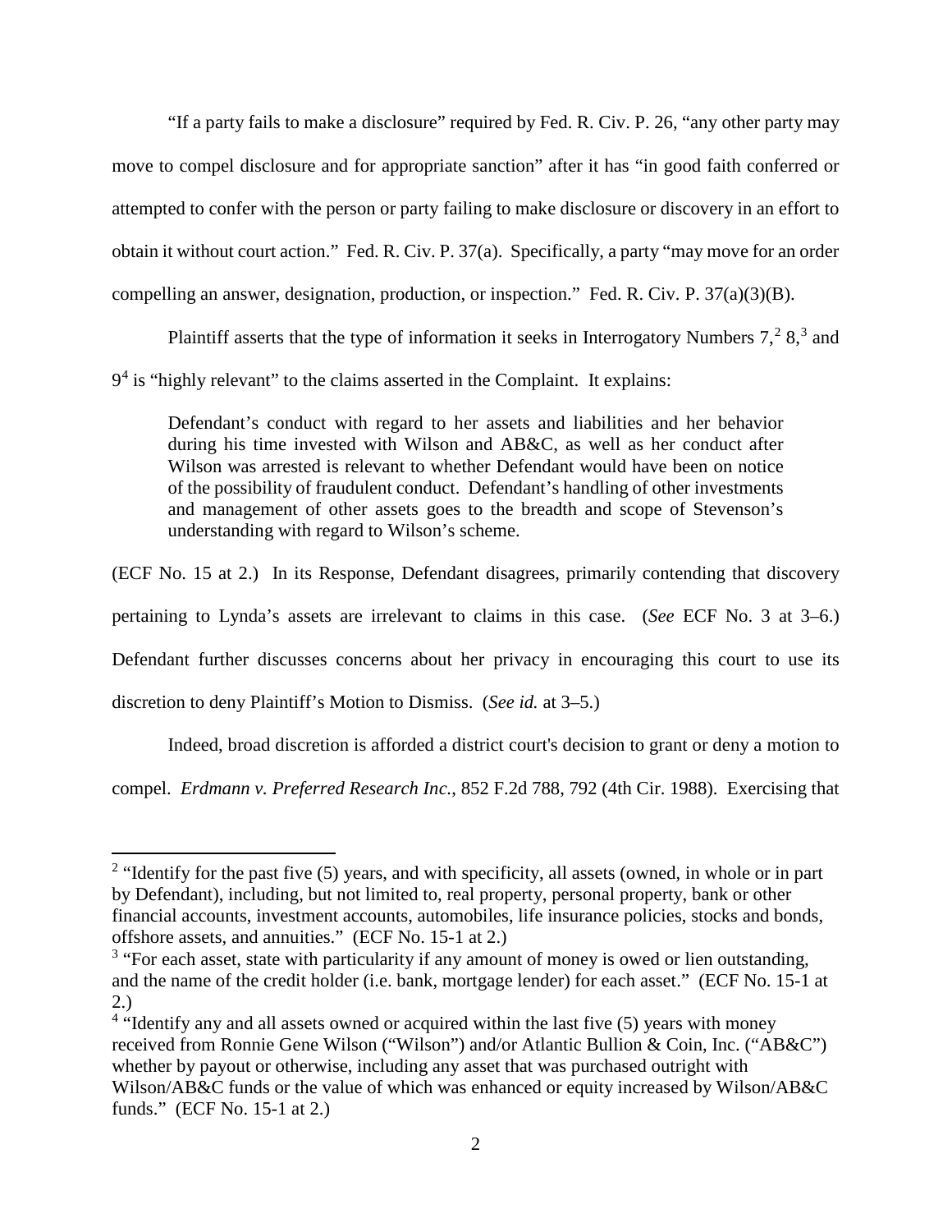"If a party fails to make a disclosure" required by Fed. R. Civ. P. 26, "any other party may move to compel disclosure and for appropriate sanction" after it has "in good faith conferred or attempted to confer with the person or party failing to make disclosure or discovery in an effort to obtain it without court action." Fed. R. Civ. P. 37(a). Specifically, a party "may move for an order compelling an answer, designation, production, or inspection." Fed. R. Civ. P. 37(a)(3)(B).

Plaintiff asserts that the type of information it seeks in Interrogatory Numbers 7,[2] 8,[3] and 9[4] is "highly relevant" to the claims asserted in the Complaint. It explains:

> Defendant's conduct with regard to her assets and liabilities and her behavior during his time invested with Wilson and AB&C, as well as her conduct after Wilson was arrested is relevant to whether Defendant would have been on notice of the possibility of fraudulent conduct. Defendant's handling of other investments and management of other assets goes to the breadth and scope of Stevenson's understanding with regard to Wilson's scheme.

(ECF No. 15 at 2.) In its Response, Defendant disagrees, primarily contending that discovery pertaining to Lynda's assets are irrelevant to claims in this case. (*See* ECF No. 3 at 3–6.) Defendant further discusses concerns about her privacy in encouraging this court to use its discretion to deny Plaintiff's Motion to Dismiss. (*See id.* at 3–5.)

Indeed, broad discretion is afforded a district court's decision to grant or deny a motion to compel. *Erdmann v. Preferred Research Inc.*, 852 F.2d 788, 792 (4th Cir. 1988). Exercising that

---

[2] "Identify for the past five (5) years, and with specificity, all assets (owned, in whole or in part by Defendant), including, but not limited to, real property, personal property, bank or other financial accounts, investment accounts, automobiles, life insurance policies, stocks and bonds, offshore assets, and annuities." (ECF No. 15-1 at 2.)

[3] "For each asset, state with particularity if any amount of money is owed or lien outstanding, and the name of the credit holder (i.e. bank, mortgage lender) for each asset." (ECF No. 15-1 at 2.)

[4] "Identify any and all assets owned or acquired within the last five (5) years with money received from Ronnie Gene Wilson ("Wilson") and/or Atlantic Bullion & Coin, Inc. ("AB&C") whether by payout or otherwise, including any asset that was purchased outright with Wilson/AB&C funds or the value of which was enhanced or equity increased by Wilson/AB&C funds." (ECF No. 15-1 at 2.)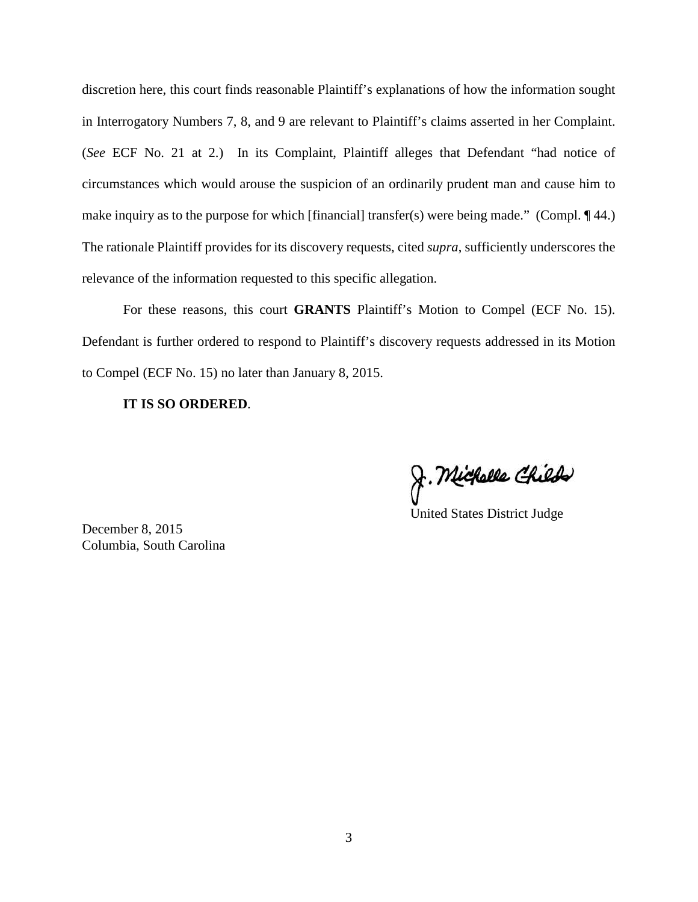discretion here, this court finds reasonable Plaintiff's explanations of how the information sought in Interrogatory Numbers 7, 8, and 9 are relevant to Plaintiff's claims asserted in her Complaint. (*See* ECF No. 21 at 2.) In its Complaint, Plaintiff alleges that Defendant "had notice of circumstances which would arouse the suspicion of an ordinarily prudent man and cause him to make inquiry as to the purpose for which [financial] transfer(s) were being made." (Compl. ¶ 44.) The rationale Plaintiff provides for its discovery requests, cited *supra*, sufficiently underscores the relevance of the information requested to this specific allegation.

For these reasons, this court **GRANTS** Plaintiff's Motion to Compel (ECF No. 15). Defendant is further ordered to respond to Plaintiff's discovery requests addressed in its Motion to Compel (ECF No. 15) no later than January 8, 2015.

**IT IS SO ORDERED**.

J. Michelle Childs

United States District Judge

December 8, 2015
Columbia, South Carolina